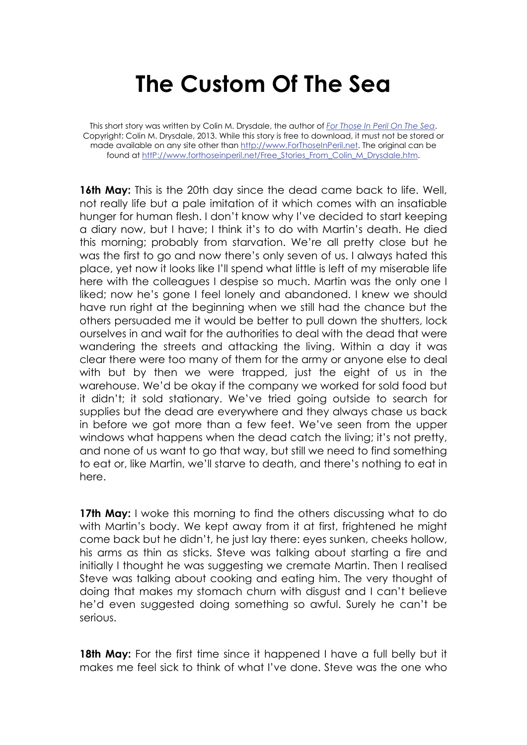# The Custom Of The Sea

This short story was written by Colin M. Drysdale, the author of *For Those In Peril On The Sea*. Copyright: Colin M. Drysdale, 2013. While this story is free to download, it must not be stored or made available on any site other than http://www.ForThoseInPeril.net. The original can be found at httP://www.forthoseinperil.net/Free_Stories_From_Colin_M_Drysdale.htm.

**16th May:** This is the 20th day since the dead came back to life. Well, not really life but a pale imitation of it which comes with an insatiable hunger for human flesh. I don't know why I've decided to start keeping a diary now, but I have; I think it's to do with Martin's death. He died this morning; probably from starvation. We're all pretty close but he was the first to go and now there's only seven of us. I always hated this place, yet now it looks like I'll spend what little is left of my miserable life here with the colleagues I despise so much. Martin was the only one I liked; now he's gone I feel lonely and abandoned. I knew we should have run right at the beginning when we still had the chance but the others persuaded me it would be better to pull down the shutters, lock ourselves in and wait for the authorities to deal with the dead that were wandering the streets and attacking the living. Within a day it was clear there were too many of them for the army or anyone else to deal with but by then we were trapped, just the eight of us in the warehouse. We'd be okay if the company we worked for sold food but it didn't; it sold stationary. We've tried going outside to search for supplies but the dead are everywhere and they always chase us back in before we got more than a few feet. We've seen from the upper windows what happens when the dead catch the living; it's not pretty, and none of us want to go that way, but still we need to find something to eat or, like Martin, we'll starve to death, and there's nothing to eat in here.

**17th May:** I woke this morning to find the others discussing what to do with Martin's body. We kept away from it at first, frightened he might come back but he didn't, he just lay there: eyes sunken, cheeks hollow, his arms as thin as sticks. Steve was talking about starting a fire and initially I thought he was suggesting we cremate Martin. Then I realised Steve was talking about cooking and eating him. The very thought of doing that makes my stomach churn with disgust and I can't believe he'd even suggested doing something so awful. Surely he can't be serious.

**18th May:** For the first time since it happened I have a full belly but it makes me feel sick to think of what I've done. Steve was the one who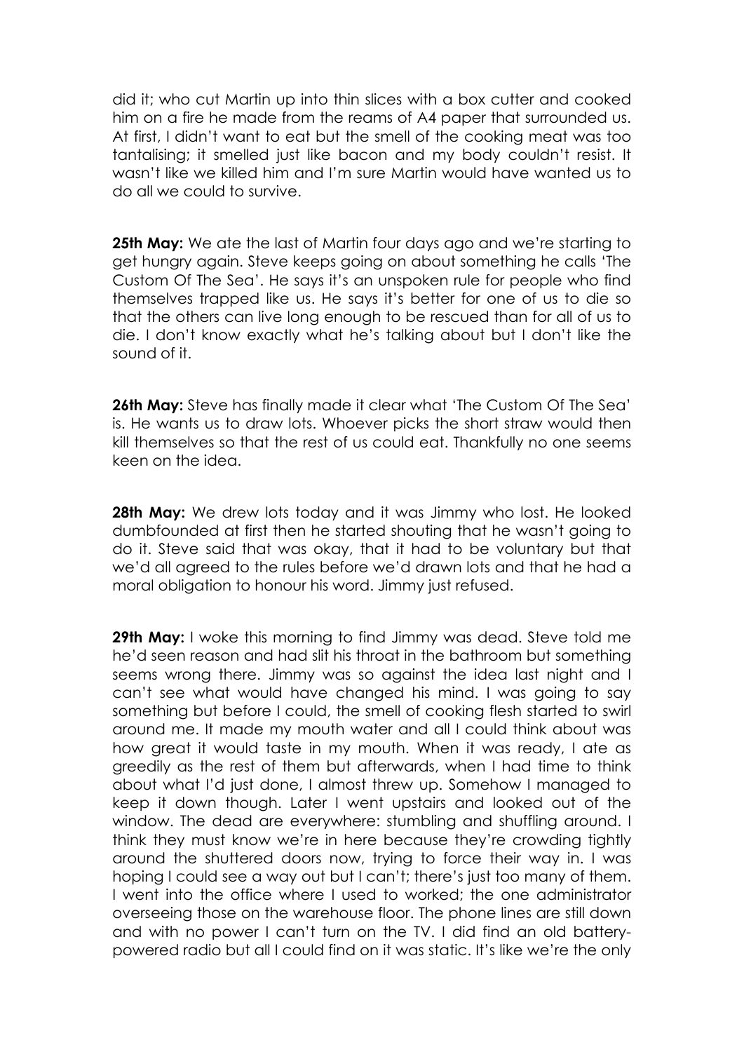did it; who cut Martin up into thin slices with a box cutter and cooked him on a fire he made from the reams of A4 paper that surrounded us. At first, I didn't want to eat but the smell of the cooking meat was too tantalising; it smelled just like bacon and my body couldn't resist. It wasn't like we killed him and I'm sure Martin would have wanted us to do all we could to survive.

**25th May:** We ate the last of Martin four days ago and we're starting to get hungry again. Steve keeps going on about something he calls 'The Custom Of The Sea'. He says it's an unspoken rule for people who find themselves trapped like us. He says it's better for one of us to die so that the others can live long enough to be rescued than for all of us to die. I don't know exactly what he's talking about but I don't like the sound of it.

**26th May:** Steve has finally made it clear what 'The Custom Of The Sea' is. He wants us to draw lots. Whoever picks the short straw would then kill themselves so that the rest of us could eat. Thankfully no one seems keen on the idea.

**28th May:** We drew lots today and it was Jimmy who lost. He looked dumbfounded at first then he started shouting that he wasn't going to do it. Steve said that was okay, that it had to be voluntary but that we'd all agreed to the rules before we'd drawn lots and that he had a moral obligation to honour his word. Jimmy just refused.

**29th May:** I woke this morning to find Jimmy was dead. Steve told me he'd seen reason and had slit his throat in the bathroom but something seems wrong there. Jimmy was so against the idea last night and I can't see what would have changed his mind. I was going to say something but before I could, the smell of cooking flesh started to swirl around me. It made my mouth water and all I could think about was how great it would taste in my mouth. When it was ready, I ate as greedily as the rest of them but afterwards, when I had time to think about what I'd just done, I almost threw up. Somehow I managed to keep it down though. Later I went upstairs and looked out of the window. The dead are everywhere: stumbling and shuffling around. I think they must know we're in here because they're crowding tightly around the shuttered doors now, trying to force their way in. I was hoping I could see a way out but I can't; there's just too many of them. I went into the office where I used to worked; the one administrator overseeing those on the warehouse floor. The phone lines are still down and with no power I can't turn on the TV. I did find an old battery-powered radio but all I could find on it was static. It's like we're the only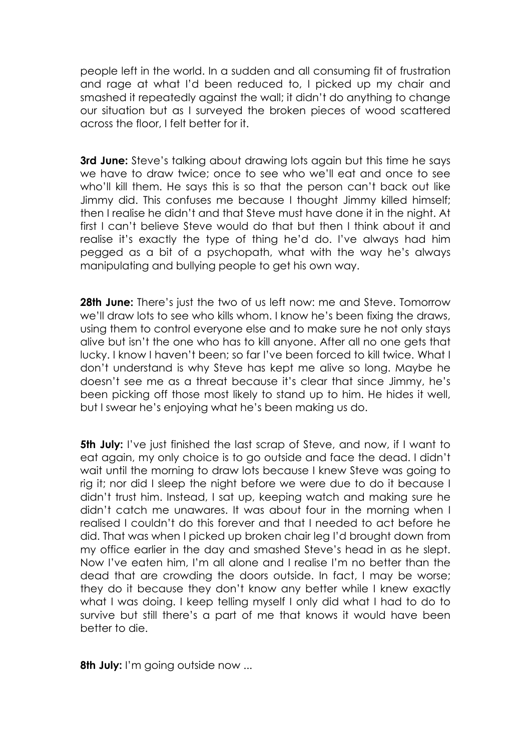people left in the world. In a sudden and all consuming fit of frustration and rage at what I'd been reduced to, I picked up my chair and smashed it repeatedly against the wall; it didn't do anything to change our situation but as I surveyed the broken pieces of wood scattered across the floor, I felt better for it.

**3rd June:** Steve's talking about drawing lots again but this time he says we have to draw twice; once to see who we'll eat and once to see who'll kill them. He says this is so that the person can't back out like Jimmy did. This confuses me because I thought Jimmy killed himself; then I realise he didn't and that Steve must have done it in the night. At first I can't believe Steve would do that but then I think about it and realise it's exactly the type of thing he'd do. I've always had him pegged as a bit of a psychopath, what with the way he's always manipulating and bullying people to get his own way.

**28th June:** There's just the two of us left now: me and Steve. Tomorrow we'll draw lots to see who kills whom. I know he's been fixing the draws, using them to control everyone else and to make sure he not only stays alive but isn't the one who has to kill anyone. After all no one gets that lucky. I know I haven't been; so far I've been forced to kill twice. What I don't understand is why Steve has kept me alive so long. Maybe he doesn't see me as a threat because it's clear that since Jimmy, he's been picking off those most likely to stand up to him. He hides it well, but I swear he's enjoying what he's been making us do.

**5th July:** I've just finished the last scrap of Steve, and now, if I want to eat again, my only choice is to go outside and face the dead. I didn't wait until the morning to draw lots because I knew Steve was going to rig it; nor did I sleep the night before we were due to do it because I didn't trust him. Instead, I sat up, keeping watch and making sure he didn't catch me unawares. It was about four in the morning when I realised I couldn't do this forever and that I needed to act before he did. That was when I picked up broken chair leg I'd brought down from my office earlier in the day and smashed Steve's head in as he slept. Now I've eaten him, I'm all alone and I realise I'm no better than the dead that are crowding the doors outside. In fact, I may be worse; they do it because they don't know any better while I knew exactly what I was doing. I keep telling myself I only did what I had to do to survive but still there's a part of me that knows it would have been better to die.

**8th July:** I'm going outside now ...